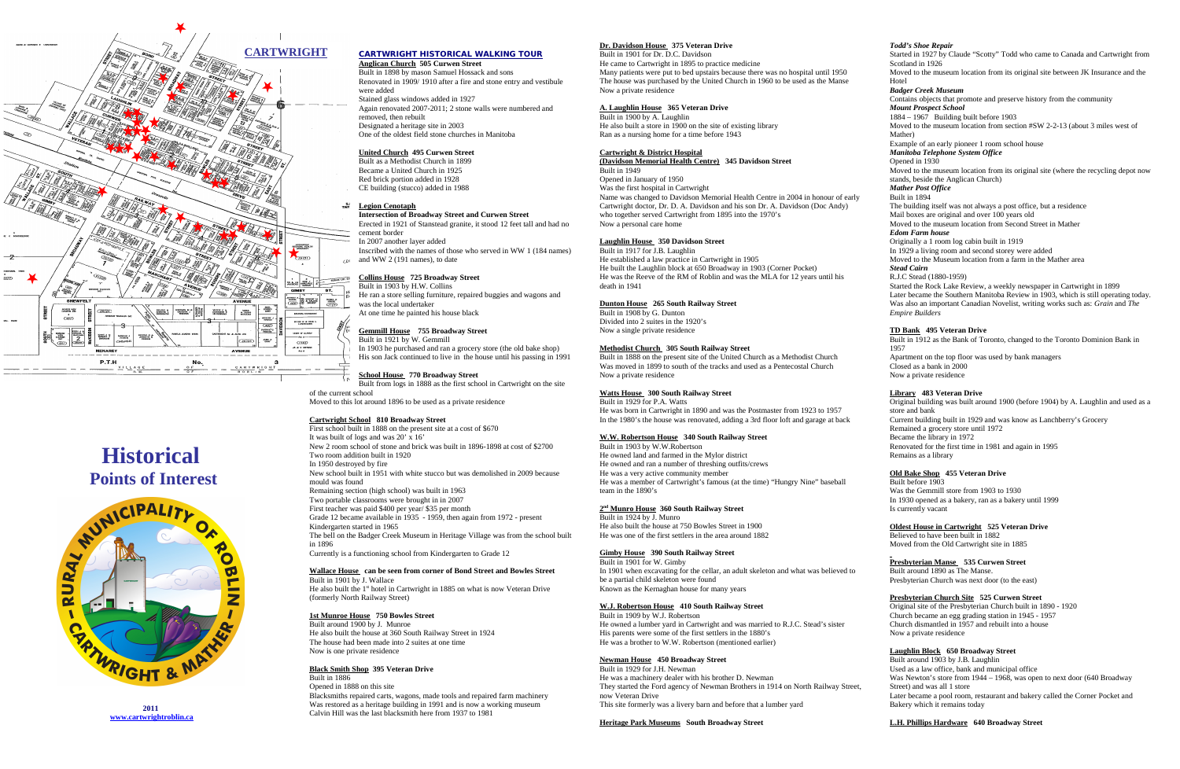# CARTWRIGHT

# Historical Points of Interest

RURAL MUNICIPALITY OF ROBLIN – CARTWRIGHT & MATHER –

2011
www.cartwrightroblin.ca

## CARTWRIGHT HISTORICAL WALKING TOUR

**Anglican Church 505 Curwen Street**
Built in 1898 by mason Samuel Hossack and sons
Renovated in 1909/ 1910 after a fire and stone entry and vestibule were added
Stained glass windows added in 1927
Again renovated 2007-2011; 2 stone walls were numbered and removed, then rebuilt
Designated a heritage site in 2003
One of the oldest field stone churches in Manitoba

**United Church 495 Curwen Street**
Built as a Methodist Church in 1899
Became a United Church in 1925
Red brick portion added in 1928
CE building (stucco) added in 1988

**Legion Cenotaph**
**Intersection of Broadway Street and Curwen Street**
Erected in 1921 of Stanstead granite, it stood 12 feet tall and had no cement border
In 2007 another layer added
Inscribed with the names of those who served in WW 1 (184 names) and WW 2 (191 names), to date

**Collins House 725 Broadway Street**
Built in 1903 by H.W. Collins
He ran a store selling furniture, repaired buggies and wagons and was the local undertaker
At one time he painted his house black

**Gemmill House 755 Broadway Street**
Built in 1921 by W. Gemmill
In 1903 he purchased and ran a grocery store (the old bake shop)
His son Jack continued to live in the house until his passing in 1991

**School House 770 Broadway Street**
Built from logs in 1888 as the first school in Cartwright on the site of the current school
Moved to this lot around 1896 to be used as a private residence

**Cartwright School 810 Broadway Street**
First school built in 1888 on the present site at a cost of $670
It was built of logs and was 20' x 16'
New 2 room school of stone and brick was built in 1896-1898 at cost of $2700
Two room addition built in 1920
In 1950 destroyed by fire
New school built in 1951 with white stucco but was demolished in 2009 because mould was found
Remaining section (high school) was built in 1963
Two portable classrooms were brought in in 2007
First teacher was paid $400 per year/ $35 per month
Grade 12 became available in 1935 - 1959, then again from 1972 - present
Kindergarten started in 1965
The bell on the Badger Creek Museum in Heritage Village was from the school built in 1896
Currently is a functioning school from Kindergarten to Grade 12

**Wallace House can be seen from corner of Bond Street and Bowles Street**
Built in 1901 by J. Wallace
He also built the 1st hotel in Cartwright in 1885 on what is now Veteran Drive (formerly North Railway Street)

**1st Munroe House 750 Bowles Street**
Built around 1900 by J. Munroe
He also built the house at 360 South Railway Street in 1924
The house had been made into 2 suites at one time
Now is one private residence

**Black Smith Shop 395 Veteran Drive**
Built in 1886
Opened in 1888 on this site
Blacksmiths repaired carts, wagons, made tools and repaired farm machinery
Was restored as a heritage building in 1991 and is now a working museum
Calvin Hill was the last blacksmith here from 1937 to 1981

**Dr. Davidson House 375 Veteran Drive**
Built in 1901 for Dr. D.C. Davidson
He came to Cartwright in 1895 to practice medicine
Many patients were put to bed upstairs because there was no hospital until 1950
The house was purchased by the United Church in 1960 to be used as the Manse
Now a private residence

**A. Laughlin House 365 Veteran Drive**
Built in 1900 by A. Laughlin
He also built a store in 1900 on the site of existing library
Ran as a nursing home for a time before 1943

**Cartwright & District Hospital**
**(Davidson Memorial Health Centre) 345 Davidson Street**
Built in 1949
Opened in January of 1950
Was the first hospital in Cartwright
Name was changed to Davidson Memorial Health Centre in 2004 in honour of early Cartwright doctor, Dr. D. A. Davidson and his son Dr. A. Davidson (Doc Andy) who together served Cartwright from 1895 into the 1970's
Now a personal care home

**Laughlin House 350 Davidson Street**
Built in 1917 for J.B. Laughlin
He established a law practice in Cartwright in 1905
He built the Laughlin block at 650 Broadway in 1903 (Corner Pocket)
He was the Reeve of the RM of Roblin and was the MLA for 12 years until his death in 1941

**Dunton House 265 South Railway Street**
Built in 1908 by G. Dunton
Divided into 2 suites in the 1920's
Now a single private residence

**Methodist Church 305 South Railway Street**
Built in 1888 on the present site of the United Church as a Methodist Church
Was moved in 1899 to south of the tracks and used as a Pentecostal Church
Now a private residence

**Watts House 300 South Railway Street**
Built in 1929 for P.A. Watts
He was born in Cartwright in 1890 and was the Postmaster from 1923 to 1957
In the 1980's the house was renovated, adding a 3rd floor loft and garage at back

**W.W. Robertson House 340 South Railway Street**
Built in 1903 by W.W.Robertson
He owned land and farmed in the Mylor district
He owned and ran a number of threshing outfits/crews
He was a very active community member
He was a member of Cartwright's famous (at the time) "Hungry Nine" baseball team in the 1890's

**2nd Munro House 360 South Railway Street**
Built in 1924 by J. Munro
He also built the house at 750 Bowles Street in 1900
He was one of the first settlers in the area around 1882

**Gimby House 390 South Railway Street**
Built in 1901 for W. Gimby
In 1901 when excavating for the cellar, an adult skeleton and what was believed to be a partial child skeleton were found
Known as the Kernaghan house for many years

**W.J. Robertson House 410 South Railway Street**
Built in 1909 by W.J. Robertson
He owned a lumber yard in Cartwright and was married to R.J.C. Stead's sister
His parents were some of the first settlers in the 1880's
He was a brother to W.W. Robertson (mentioned earlier)

**Newman House 450 Broadway Street**
Built in 1929 for J.H. Newman
He was a machinery dealer with his brother D. Newman
They started the Ford agency of Newman Brothers in 1914 on North Railway Street, now Veteran Drive
This site formerly was a livery barn and before that a lumber yard

**Heritage Park Museums South Broadway Street**

***Todd's Shoe Repair***
Started in 1927 by Claude "Scotty" Todd who came to Canada and Cartwright from Scotland in 1926
Moved to the museum location from its original site between JK Insurance and the Hotel

***Badger Creek Museum***
Contains objects that promote and preserve history from the community

***Mount Prospect School***
1884 – 1967 Building built before 1903
Moved to the museum location from section #SW 2-2-13 (about 3 miles west of Mather)
Example of an early pioneer 1 room school house

***Manitoba Telephone System Office***
Opened in 1930
Moved to the museum location from its original site (where the recycling depot now stands, beside the Anglican Church)

***Mather Post Office***
Built in 1894
The building itself was not always a post office, but a residence
Mail boxes are original and over 100 years old
Moved to the museum location from Second Street in Mather

***Edom Farm house***
Originally a 1 room log cabin built in 1919
In 1929 a living room and second storey were added
Moved to the Museum location from a farm in the Mather area

***Stead Cairn***
R.J.C Stead (1880-1959)
Started the Rock Lake Review, a weekly newspaper in Cartwright in 1899
Later became the Southern Manitoba Review in 1903, which is still operating today.
Was also an important Canadian Novelist, writing works such as: *Grain* and *The Empire Builders*

**TD Bank 495 Veteran Drive**
Built in 1912 as the Bank of Toronto, changed to the Toronto Dominion Bank in 1957
Apartment on the top floor was used by bank managers
Closed as a bank in 2000
Now a private residence

**Library 483 Veteran Drive**
Original building was built around 1900 (before 1904) by A. Laughlin and used as a store and bank
Current building built in 1929 and was know as Lanchberry's Grocery
Remained a grocery store until 1972
Became the library in 1972
Renovated for the first time in 1981 and again in 1995
Remains as a library

**Old Bake Shop 455 Veteran Drive**
Built before 1903
Was the Gemmill store from 1903 to 1930
In 1930 opened as a bakery, ran as a bakery until 1999
Is currently vacant

**Oldest House in Cartwright 525 Veteran Drive**
Believed to have been built in 1882
Moved from the Old Cartwright site in 1885

**Presbyterian Manse 535 Curwen Street**
Built around 1890 as The Manse.
Presbyterian Church was next door (to the east)

**Presbyterian Church Site 525 Curwen Street**
Original site of the Presbyterian Church built in 1890 - 1920
Church became an egg grading station in 1945 - 1957
Church dismantled in 1957 and rebuilt into a house
Now a private residence

**Laughlin Block 650 Broadway Street**
Built around 1903 by J.B. Laughlin
Used as a law office, bank and municipal office
Was Newton's store from 1944 – 1968, was open to next door (640 Broadway Street) and was all 1 store
Later became a pool room, restaurant and bakery called the Corner Pocket and Bakery which it remains today

**L.H. Phillips Hardware 640 Broadway Street**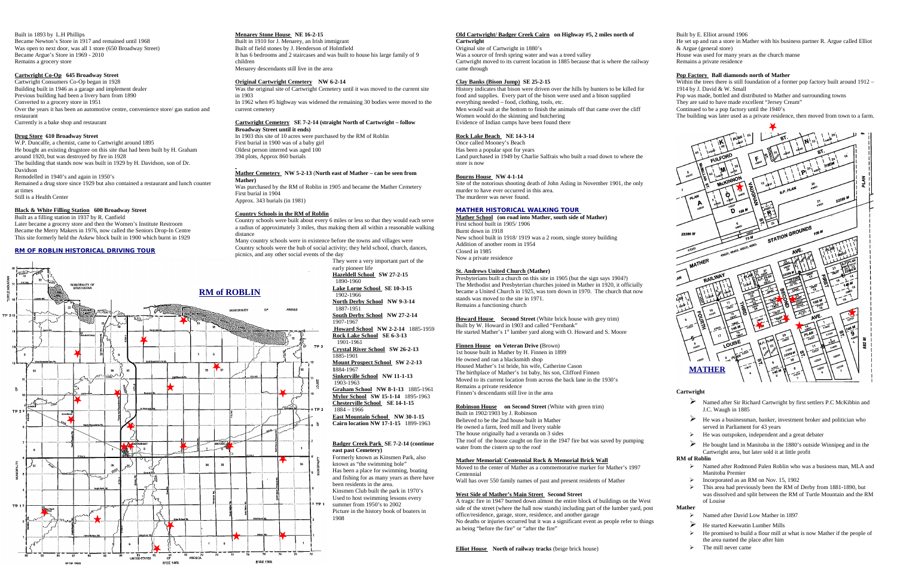Built in 1893 by L.H Phillips
Became Newton's Store in 1917 and remained until 1968
Was open to next door, was all 1 store (650 Broadway Street)
Became Argue's Store in 1969 - 2010
Remains a grocery store

**Cartwright Co-Op 645 Broadway Street**
Cartwright Consumers Co-Op began in 1928
Building built in 1946 as a garage and implement dealer
Previous building had been a livery barn from 1890
Converted to a grocery store in 1951
Over the years it has been an automotive centre, convenience store/ gas station and restaurant
Currently is a bake shop and restaurant

**Drug Store 610 Broadway Street**
W.P. Duncalfe, a chemist, came to Cartwright around 1895
He bought an existing drugstore on this site that had been built by H. Graham around 1920, but was destroyed by fire in 1928
The building that stands now was built in 1929 by H. Davidson, son of Dr. Davidson
Remodelled in 1940's and again in 1950's
Remained a drug store since 1929 but also contained a restaurant and lunch counter at times
Still is a Health Center

**Black & White Filling Station 600 Broadway Street**
Built as a filling station in 1937 by R. Canfield
Later became a grocery store and then the Women's Institute Restroom
Became the Merry Makers in 1976, now called the Seniors Drop-In Centre
This site formerly held the Askew block built in 1900 which burnt in 1929

## RM OF ROBLIN HISTORICAL DRIVING TOUR

**RM of ROBLIN**

**Menarey Stone House NE 16-2-15**
Built in 1910 for J. Menarey, an Irish immigrant
Built of field stones by J. Henderson of Holmfield
It has 6 bedrooms and 2 staircases and was built to house his large family of 9 children
Menarey descendants still live in the area

**Original Cartwright Cemetery NW 6-2-14**
Was the original site of Cartwright Cemetery until it was moved to the current site in 1903
In 1962 when #5 highway was widened the remaining 30 bodies were moved to the current cemetery

**Cartwright Cemetery SE 7-2-14 (straight North of Cartwright – follow Broadway Street until it ends)**
In 1903 this site of 10 acres were purchased by the RM of Roblin
First burial in 1900 was of a baby girl
Oldest person interred was aged 100
394 plots, Approx 860 burials

**Mather Cemetery NW 5-2-13 (North east of Mather – can be seen from Mather)**
Was purchased by the RM of Roblin in 1905 and became the Mather Cemetery
First burial in 1904
Approx. 343 burials (in 1981)

**Country Schools in the RM of Roblin**
Country schools were built about every 6 miles or less so that they would each serve a radius of approximately 3 miles, thus making them all within a reasonable walking distance
Many country schools were in existence before the towns and villages were
Country schools were the hub of social activity; they held school, church, dances, picnics, and any other social events of the day
They were a very important part of the early pioneer life

**Hazeldell School SW 27-2-15** 1890-1960
**Lake Lorne School SE 10-3-15** 1902-1966
**North Derby School NW 9-3-14** 1887-1951
**South Derby School NW 27-2-14** 1907-1967
**Howard School NW 2-2-14** 1885-1959
**Rock Lake School SE 6-3-13** 1901-1961
**Crystal River School SW 26-2-13** 1885-1901
**Mount Prospect School SW 2-2-13** 1884-1967
**Sinkerville School NW 11-1-13** 1903-1963
**Graham School NW 8-1-13** 1885-1961
**Mylor School SW 15-1-14** 1895-1963
**Chesterville School SE 14-1-15** 1884 – 1966
**East Mountain School NW 30-1-15**
**Cairn location NW 17-1-15** 1899-1963

**Badger Creek Park SE 7-2-14 (continue east past Cemetery)**
Formerly known as Kinsmen Park, also known as "the swimming hole"
Has been a place for swimming, boating and fishing for as many years as there have been residents in the area.
Kinsmen Club built the park in 1970's
Used to host swimming lessons every summer from 1950's to 2002
Picture in the history book of boaters in 1908

**Old Cartwright/ Badger Creek Cairn on Highway #5, 2 miles north of Cartwright**
Original site of Cartwright in 1880's
Was a source of fresh spring water and was a treed valley
Cartwright moved to its current location in 1885 because that is where the railway came through

**Clay Banks (Bison Jump) SE 25-2-15**
History indicates that bison were driven over the hills by hunters to be killed for food and supplies. Every part of the bison were used and a bison supplied everything needed – food, clothing, tools, etc.
Men would wait at the bottom to finish the animals off that came over the cliff
Women would do the skinning and butchering
Evidence of Indian camps have been found there

**Rock Lake Beach NE 14-3-14**
Once called Mooney's Beach
Has been a popular spot for years
Land purchased in 1949 by Charlie Salfrais who built a road down to where the store is now

**Bourns House NW 4-1-14**
Site of the notorious shooting death of John Asling in November 1901, the only murder to have ever occurred in this area.
The murderer was never found.

## MATHER HISTORICAL WALKING TOUR

**Mather School (on road into Mather, south side of Mather)**
First school built in 1905/ 1906
Burnt down in 1918
New school built in 1918/ 1919 was a 2 room, single storey building
Addition of another room in 1954
Closed in 1985
Now a private residence

**St. Andrews United Church (Mather)**
Presbyterians built a church on this site in 1905 (but the sign says 1904?)
The Methodist and Presbyterian churches joined in Mather in 1920, it officially became a United Church in 1925, was torn down in 1970. The church that now stands was moved to the site in 1971.
Remains a functioning church

**Howard House Second Street** (White brick house with grey trim)
Built by W. Howard in 1903 and called "Fernbank"
He started Mather's 1st lumber yard along with O. Howard and S. Moore

**Finnen House on Veteran Drive (**Brown)
1st house built in Mather by H. Finnen in 1899
He owned and ran a blacksmith shop
Housed Mather's 1st bride, his wife, Catherine Cason
The birthplace of Mather's 1st baby, his son, Clifford Finnen
Moved to its current location from across the back lane in the 1930's
Remains a private residence
Finnen's descendants still live in the area

**Robinson House on Second Street** (White with green trim)
Built in 1902/1903 by J. Robinson
Believed to be the 2nd house built in Mather
He owned a farm, feed mill and livery stable
The house originally had a veranda on 3 sides
The roof of the house caught on fire in the 1947 fire but was saved by pumping water from the cistern up to the roof

**Mather Memorial/ Centennial Rock & Memorial Brick Wall**
Moved to the center of Mather as a commemorative marker for Mather's 1997 Centennial
Wall has over 550 family names of past and present residents of Mather

**West Side of Mather's Main Street Second Street**
A tragic fire in 1947 burned down almost the entire block of buildings on the West side of the street (where the hall now stands) including part of the lumber yard, post office/residence, garage, store, residence, and another garage
No deaths or injuries occurred but it was a significant event as people refer to things as being "before the fire" or "after the fire"

**Elliot House North of railway tracks** (beige brick house)
Built by E. Elliot around 1906
He set up and ran a store in Mather with his business partner R. Argue called Elliot & Argue (general store)
House was used for many years as the church manse
Remains a private residence

**Pop Factory Ball diamonds north of Mather**
Within the trees there is still foundation of a former pop factory built around 1912 – 1914 by J. David & W. Small
Pop was made, bottled and distributed to Mather and surrounding towns
They are said to have made excellent "Jersey Cream"
Continued to be a pop factory until the 1940's
The building was later used as a private residence, then moved from town to a farm.

**MATHER**

**Cartwright**
- Named after Sir Richard Cartwright by first settlers P.C McKibbin and J.C. Waugh in 1885
- He was a businessman, banker, investment broker and politician who served in Parliament for 43 years
- He was outspoken, independent and a great debater
- He bought land in Manitoba in the 1880's outside Winnipeg and in the Cartwright area, but later sold it at little profit

**RM of Roblin**
- Named after Rodmond Palen Roblin who was a business man, MLA and Manitoba Premier
- Incorporated as an RM on Nov. 15, 1902
- This area had previously been the RM of Derby from 1881-1890, but was dissolved and split between the RM of Turtle Mountain and the RM of Louise

**Mather**
- Named after David Low Mather in 1897
- He started Keewatin Lumber Mills
- He promised to build a flour mill at what is now Mather if the people of the area named the place after him
- The mill never came